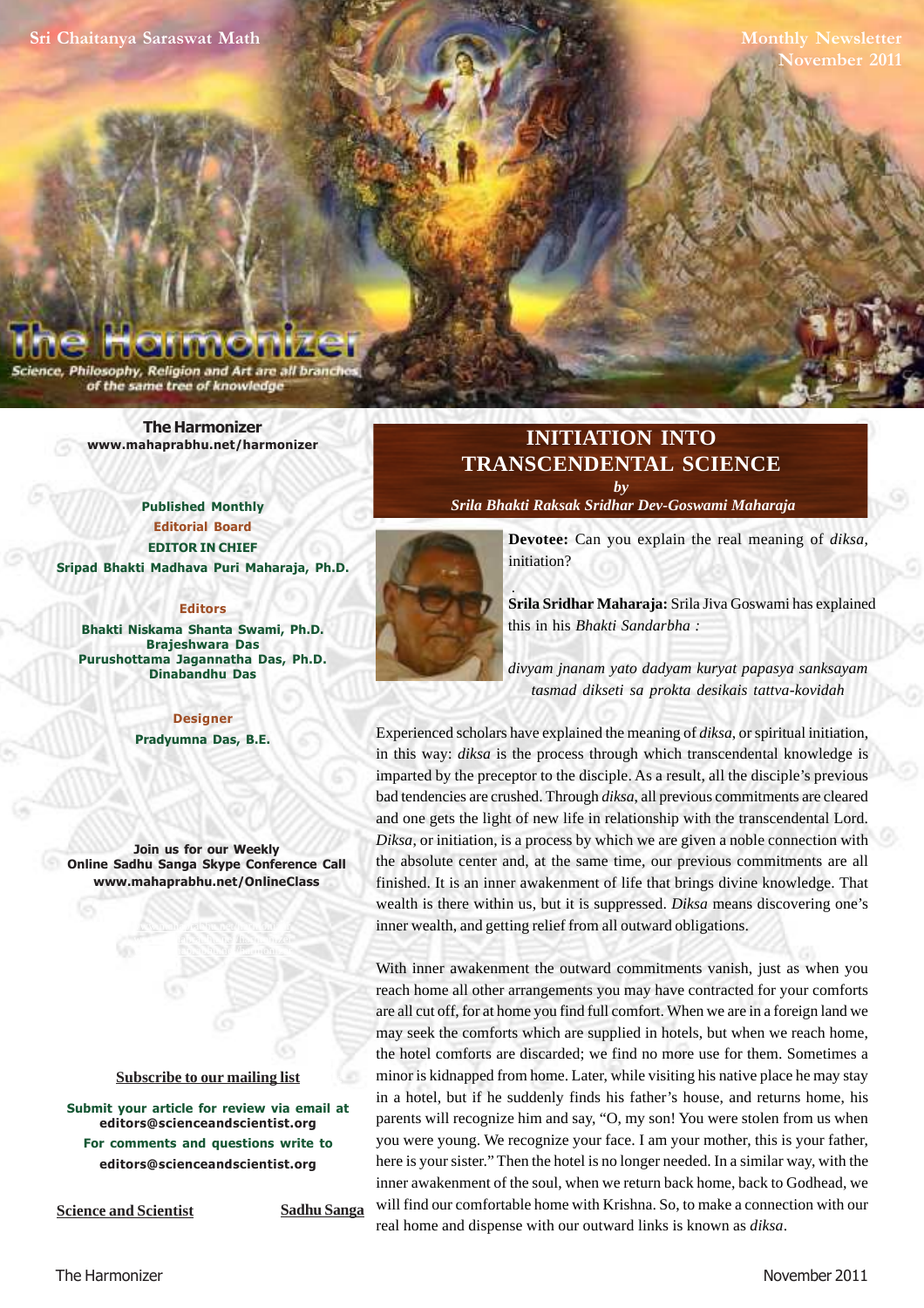Sri Chaitanya Saraswat Math

Monthly Newsletter
November 2011

# The Harmonizer

Science, Philosophy, Religion and Art are all branches of the same tree of knowledge

**The Harmonizer**
www.mahaprabhu.net/harmonizer

**Published Monthly**
**Editorial Board**
**EDITOR IN CHIEF**
**Sripad Bhakti Madhava Puri Maharaja, Ph.D.**

**Editors**
**Bhakti Niskama Shanta Swami, Ph.D.**
**Brajeshwara Das**
**Purushottama Jagannatha Das, Ph.D.**
**Dinabandhu Das**

**Designer**
**Pradyumna Das, B.E.**

**Join us for our Weekly Online Sadhu Sanga Skype Conference Call**
www.mahaprabhu.net/OnlineClass

Subscribe to our mailing list

**Submit your article for review via email at**
editors@scienceandscientist.org
**For comments and questions write to**
editors@scienceandscientist.org

Science and Scientist | Sadhu Sanga

## INITIATION INTO TRANSCENDENTAL SCIENCE

*by*
*Srila Bhakti Raksak Sridhar Dev-Goswami Maharaja*

**Devotee:** Can you explain the real meaning of *diksa*, initiation?

**Srila Sridhar Maharaja:** Srila Jiva Goswami has explained this in his *Bhakti Sandarbha* :

*divyam jnanam yato dadyam kuryat papasya sanksayam*
*tasmad dikseti sa prokta desikais tattva-kovidah*

Experienced scholars have explained the meaning of *diksa*, or spiritual initiation, in this way: *diksa* is the process through which transcendental knowledge is imparted by the preceptor to the disciple. As a result, all the disciple's previous bad tendencies are crushed. Through *diksa*, all previous commitments are cleared and one gets the light of new life in relationship with the transcendental Lord. *Diksa*, or initiation, is a process by which we are given a noble connection with the absolute center and, at the same time, our previous commitments are all finished. It is an inner awakenment of life that brings divine knowledge. That wealth is there within us, but it is suppressed. *Diksa* means discovering one's inner wealth, and getting relief from all outward obligations.

With inner awakenment the outward commitments vanish, just as when you reach home all other arrangements you may have contracted for your comforts are all cut off, for at home you find full comfort. When we are in a foreign land we may seek the comforts which are supplied in hotels, but when we reach home, the hotel comforts are discarded; we find no more use for them. Sometimes a minor is kidnapped from home. Later, while visiting his native place he may stay in a hotel, but if he suddenly finds his father's house, and returns home, his parents will recognize him and say, "O, my son! You were stolen from us when you were young. We recognize your face. I am your mother, this is your father, here is your sister." Then the hotel is no longer needed. In a similar way, with the inner awakenment of the soul, when we return back home, back to Godhead, we will find our comfortable home with Krishna. So, to make a connection with our real home and dispense with our outward links is known as *diksa*.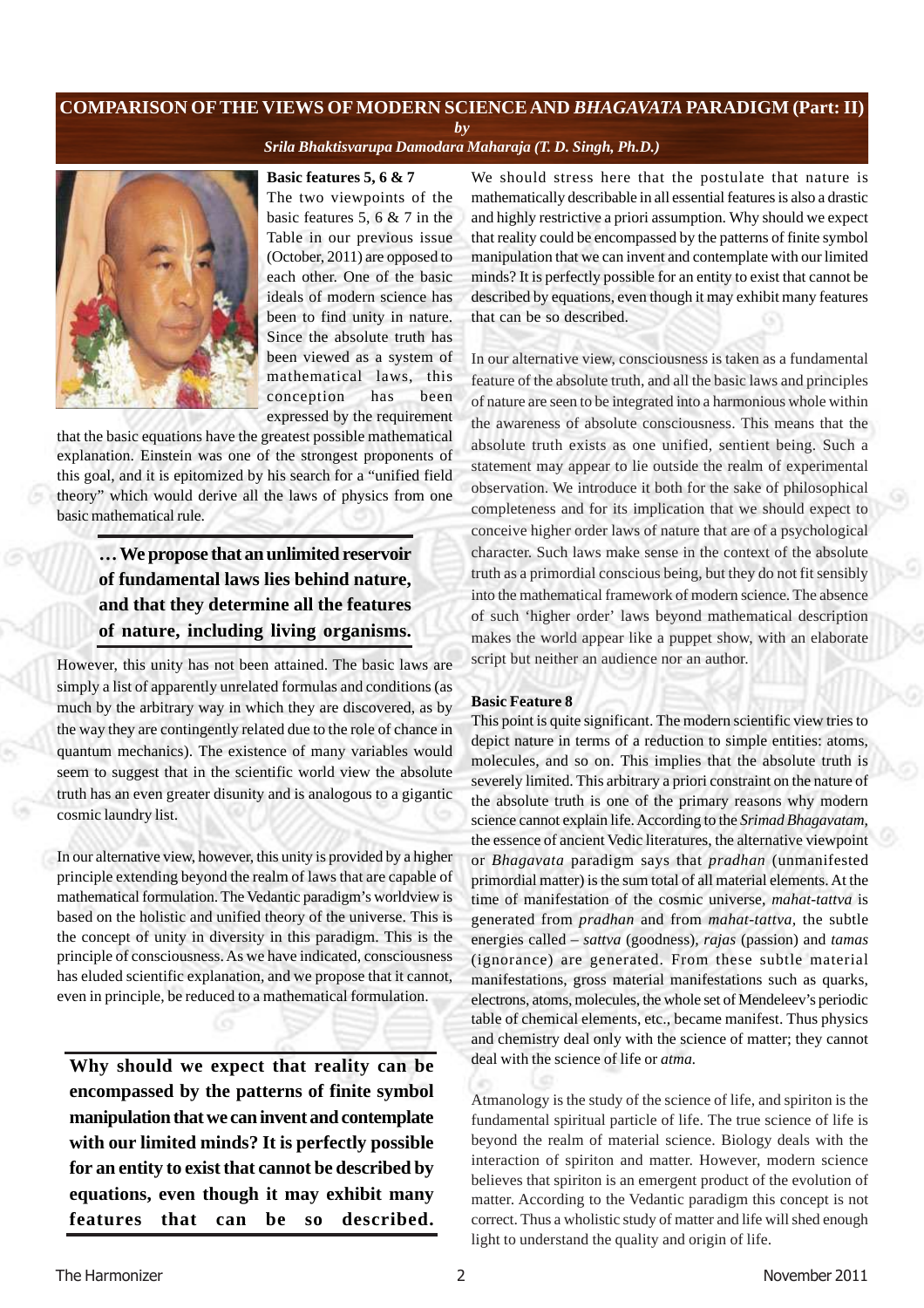# COMPARISON OF THE VIEWS OF MODERN SCIENCE AND *BHAGAVATA* PARADIGM (Part: II)

*by*

*Srila Bhaktisvarupa Damodara Maharaja (T. D. Singh, Ph.D.)*

**Basic features 5, 6 & 7**

The two viewpoints of the basic features 5, 6 & 7 in the Table in our previous issue (October, 2011) are opposed to each other. One of the basic ideals of modern science has been to find unity in nature. Since the absolute truth has been viewed as a system of mathematical laws, this conception has been expressed by the requirement that the basic equations have the greatest possible mathematical explanation. Einstein was one of the strongest proponents of this goal, and it is epitomized by his search for a "unified field theory" which would derive all the laws of physics from one basic mathematical rule.

> **… We propose that an unlimited reservoir of fundamental laws lies behind nature, and that they determine all the features of nature, including living organisms.**

However, this unity has not been attained. The basic laws are simply a list of apparently unrelated formulas and conditions (as much by the arbitrary way in which they are discovered, as by the way they are contingently related due to the role of chance in quantum mechanics). The existence of many variables would seem to suggest that in the scientific world view the absolute truth has an even greater disunity and is analogous to a gigantic cosmic laundry list.

In our alternative view, however, this unity is provided by a higher principle extending beyond the realm of laws that are capable of mathematical formulation. The Vedantic paradigm's worldview is based on the holistic and unified theory of the universe. This is the concept of unity in diversity in this paradigm. This is the principle of consciousness. As we have indicated, consciousness has eluded scientific explanation, and we propose that it cannot, even in principle, be reduced to a mathematical formulation.

> **Why should we expect that reality can be encompassed by the patterns of finite symbol manipulation that we can invent and contemplate with our limited minds? It is perfectly possible for an entity to exist that cannot be described by equations, even though it may exhibit many features that can be so described.**

We should stress here that the postulate that nature is mathematically describable in all essential features is also a drastic and highly restrictive a priori assumption. Why should we expect that reality could be encompassed by the patterns of finite symbol manipulation that we can invent and contemplate with our limited minds? It is perfectly possible for an entity to exist that cannot be described by equations, even though it may exhibit many features that can be so described.

In our alternative view, consciousness is taken as a fundamental feature of the absolute truth, and all the basic laws and principles of nature are seen to be integrated into a harmonious whole within the awareness of absolute consciousness. This means that the absolute truth exists as one unified, sentient being. Such a statement may appear to lie outside the realm of experimental observation. We introduce it both for the sake of philosophical completeness and for its implication that we should expect to conceive higher order laws of nature that are of a psychological character. Such laws make sense in the context of the absolute truth as a primordial conscious being, but they do not fit sensibly into the mathematical framework of modern science. The absence of such 'higher order' laws beyond mathematical description makes the world appear like a puppet show, with an elaborate script but neither an audience nor an author.

**Basic Feature 8**

This point is quite significant. The modern scientific view tries to depict nature in terms of a reduction to simple entities: atoms, molecules, and so on. This implies that the absolute truth is severely limited. This arbitrary a priori constraint on the nature of the absolute truth is one of the primary reasons why modern science cannot explain life. According to the *Srimad Bhagavatam*, the essence of ancient Vedic literatures, the alternative viewpoint or *Bhagavata* paradigm says that *pradhan* (unmanifested primordial matter) is the sum total of all material elements. At the time of manifestation of the cosmic universe, *mahat-tattva* is generated from *pradhan* and from *mahat-tattva*, the subtle energies called – *sattva* (goodness), *rajas* (passion) and *tamas* (ignorance) are generated. From these subtle material manifestations, gross material manifestations such as quarks, electrons, atoms, molecules, the whole set of Mendeleev's periodic table of chemical elements, etc., became manifest. Thus physics and chemistry deal only with the science of matter; they cannot deal with the science of life or *atma.*

Atmanology is the study of the science of life, and spiriton is the fundamental spiritual particle of life. The true science of life is beyond the realm of material science. Biology deals with the interaction of spiriton and matter. However, modern science believes that spiriton is an emergent product of the evolution of matter. According to the Vedantic paradigm this concept is not correct. Thus a wholistic study of matter and life will shed enough light to understand the quality and origin of life.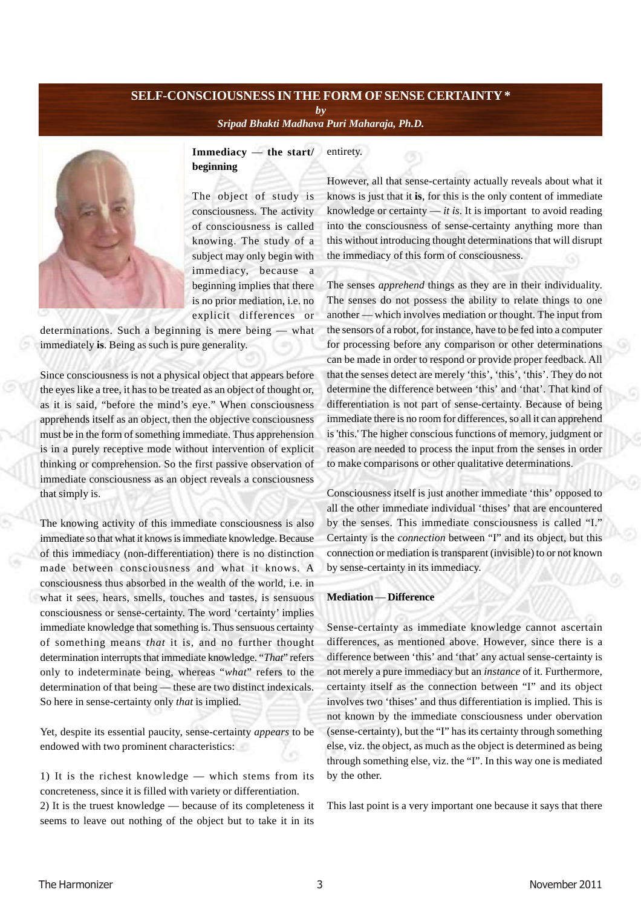# SELF-CONSCIOUSNESS IN THE FORM OF SENSE CERTAINTY *

*by*

*Sripad Bhakti Madhava Puri Maharaja, Ph.D.*

### Immediacy — the start/ beginning

The object of study is consciousness. The activity of consciousness is called knowing. The study of a subject may only begin with immediacy, because a beginning implies that there is no prior mediation, i.e. no explicit differences or determinations. Such a beginning is mere being — what immediately **is**. Being as such is pure generality.

Since consciousness is not a physical object that appears before the eyes like a tree, it has to be treated as an object of thought or, as it is said, "before the mind's eye." When consciousness apprehends itself as an object, then the objective consciousness must be in the form of something immediate. Thus apprehension is in a purely receptive mode without intervention of explicit thinking or comprehension. So the first passive observation of immediate consciousness as an object reveals a consciousness that simply is.

The knowing activity of this immediate consciousness is also immediate so that what it knows is immediate knowledge. Because of this immediacy (non-differentiation) there is no distinction made between consciousness and what it knows. A consciousness thus absorbed in the wealth of the world, i.e. in what it sees, hears, smells, touches and tastes, is sensuous consciousness or sense-certainty. The word 'certainty' implies immediate knowledge that something is. Thus sensuous certainty of something means *that* it is, and no further thought determination interrupts that immediate knowledge. "*That*" refers only to indeterminate being, whereas "*what*" refers to the determination of that being — these are two distinct indexicals. So here in sense-certainty only *that* is implied.

Yet, despite its essential paucity, sense-certainty *appears* to be endowed with two prominent characteristics:

1) It is the richest knowledge — which stems from its concreteness, since it is filled with variety or differentiation.
2) It is the truest knowledge — because of its completeness it seems to leave out nothing of the object but to take it in its entirety.

However, all that sense-certainty actually reveals about what it knows is just that it **is**, for this is the only content of immediate knowledge or certainty — *it is*. It is important to avoid reading into the consciousness of sense-certainty anything more than this without introducing thought determinations that will disrupt the immediacy of this form of consciousness.

The senses *apprehend* things as they are in their individuality. The senses do not possess the ability to relate things to one another — which involves mediation or thought. The input from the sensors of a robot, for instance, have to be fed into a computer for processing before any comparison or other determinations can be made in order to respond or provide proper feedback. All that the senses detect are merely 'this', 'this', 'this'. They do not determine the difference between 'this' and 'that'. That kind of differentiation is not part of sense-certainty. Because of being immediate there is no room for differences, so all it can apprehend is 'this.' The higher conscious functions of memory, judgment or reason are needed to process the input from the senses in order to make comparisons or other qualitative determinations.

Consciousness itself is just another immediate 'this' opposed to all the other immediate individual 'thises' that are encountered by the senses. This immediate consciousness is called "I." Certainty is the *connection* between "I" and its object, but this connection or mediation is transparent (invisible) to or not known by sense-certainty in its immediacy.

### Mediation — Difference

Sense-certainty as immediate knowledge cannot ascertain differences, as mentioned above. However, since there is a difference between 'this' and 'that' any actual sense-certainty is not merely a pure immediacy but an *instance* of it. Furthermore, certainty itself as the connection between "I" and its object involves two 'thises' and thus differentiation is implied. This is not known by the immediate consciousness under obervation (sense-certainty), but the "I" has its certainty through something else, viz. the object, as much as the object is determined as being through something else, viz. the "I". In this way one is mediated by the other.

This last point is a very important one because it says that there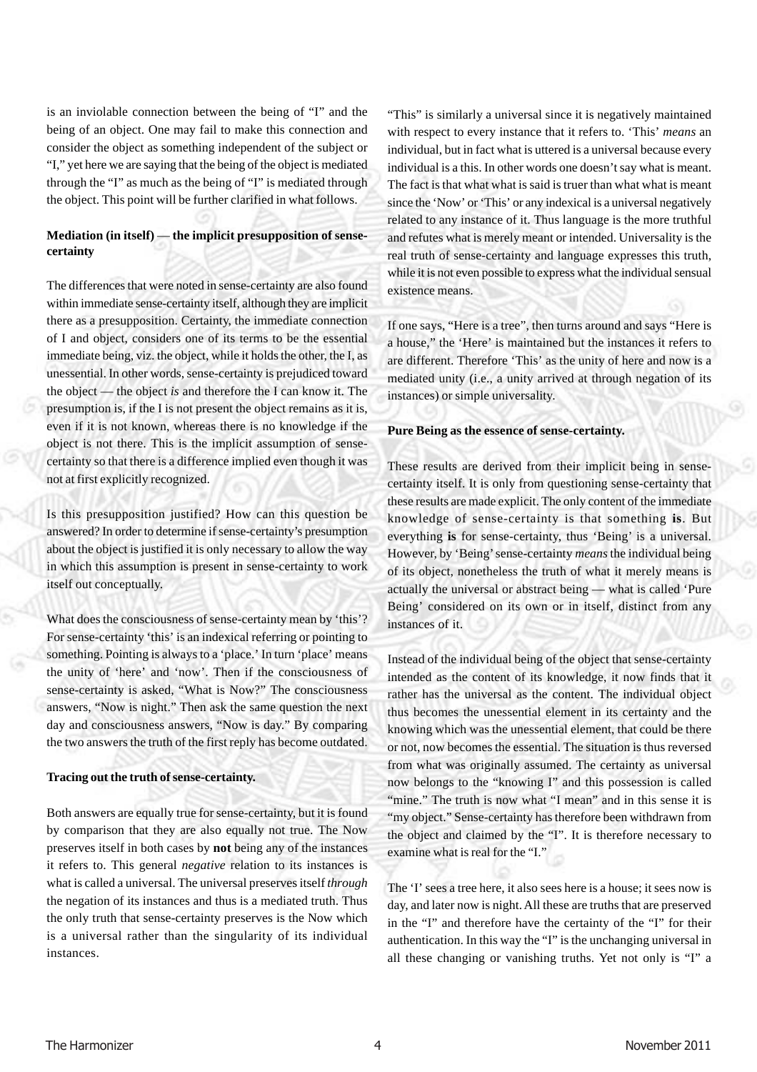is an inviolable connection between the being of "I" and the being of an object. One may fail to make this connection and consider the object as something independent of the subject or "I," yet here we are saying that the being of the object is mediated through the "I" as much as the being of "I" is mediated through the object. This point will be further clarified in what follows.

**Mediation (in itself) — the implicit presupposition of sense-certainty**

The differences that were noted in sense-certainty are also found within immediate sense-certainty itself, although they are implicit there as a presupposition. Certainty, the immediate connection of I and object, considers one of its terms to be the essential immediate being, viz. the object, while it holds the other, the I, as unessential. In other words, sense-certainty is prejudiced toward the object — the object *is* and therefore the I can know it. The presumption is, if the I is not present the object remains as it is, even if it is not known, whereas there is no knowledge if the object is not there. This is the implicit assumption of sense-certainty so that there is a difference implied even though it was not at first explicitly recognized.

Is this presupposition justified? How can this question be answered? In order to determine if sense-certainty's presumption about the object is justified it is only necessary to allow the way in which this assumption is present in sense-certainty to work itself out conceptually.

What does the consciousness of sense-certainty mean by 'this'? For sense-certainty 'this' is an indexical referring or pointing to something. Pointing is always to a 'place.' In turn 'place' means the unity of 'here' and 'now'. Then if the consciousness of sense-certainty is asked, "What is Now?" The consciousness answers, "Now is night." Then ask the same question the next day and consciousness answers, "Now is day." By comparing the two answers the truth of the first reply has become outdated.

**Tracing out the truth of sense-certainty.**

Both answers are equally true for sense-certainty, but it is found by comparison that they are also equally not true. The Now preserves itself in both cases by **not** being any of the instances it refers to. This general *negative* relation to its instances is what is called a universal. The universal preserves itself *through* the negation of its instances and thus is a mediated truth. Thus the only truth that sense-certainty preserves is the Now which is a universal rather than the singularity of its individual instances.

"This" is similarly a universal since it is negatively maintained with respect to every instance that it refers to. 'This' *means* an individual, but in fact what is uttered is a universal because every individual is a this. In other words one doesn't say what is meant. The fact is that what what is said is truer than what what is meant since the 'Now' or 'This' or any indexical is a universal negatively related to any instance of it. Thus language is the more truthful and refutes what is merely meant or intended. Universality is the real truth of sense-certainty and language expresses this truth, while it is not even possible to express what the individual sensual existence means.

If one says, "Here is a tree", then turns around and says "Here is a house," the 'Here' is maintained but the instances it refers to are different. Therefore 'This' as the unity of here and now is a mediated unity (i.e., a unity arrived at through negation of its instances) or simple universality.

**Pure Being as the essence of sense-certainty.**

These results are derived from their implicit being in sense-certainty itself. It is only from questioning sense-certainty that these results are made explicit. The only content of the immediate knowledge of sense-certainty is that something **is**. But everything **is** for sense-certainty, thus 'Being' is a universal. However, by 'Being' sense-certainty *means* the individual being of its object, nonetheless the truth of what it merely means is actually the universal or abstract being — what is called 'Pure Being' considered on its own or in itself, distinct from any instances of it.

Instead of the individual being of the object that sense-certainty intended as the content of its knowledge, it now finds that it rather has the universal as the content. The individual object thus becomes the unessential element in its certainty and the knowing which was the unessential element, that could be there or not, now becomes the essential. The situation is thus reversed from what was originally assumed. The certainty as universal now belongs to the "knowing I" and this possession is called "mine." The truth is now what "I mean" and in this sense it is "my object." Sense-certainty has therefore been withdrawn from the object and claimed by the "I". It is therefore necessary to examine what is real for the "I."

The 'I' sees a tree here, it also sees here is a house; it sees now is day, and later now is night. All these are truths that are preserved in the "I" and therefore have the certainty of the "I" for their authentication. In this way the "I" is the unchanging universal in all these changing or vanishing truths. Yet not only is "I" a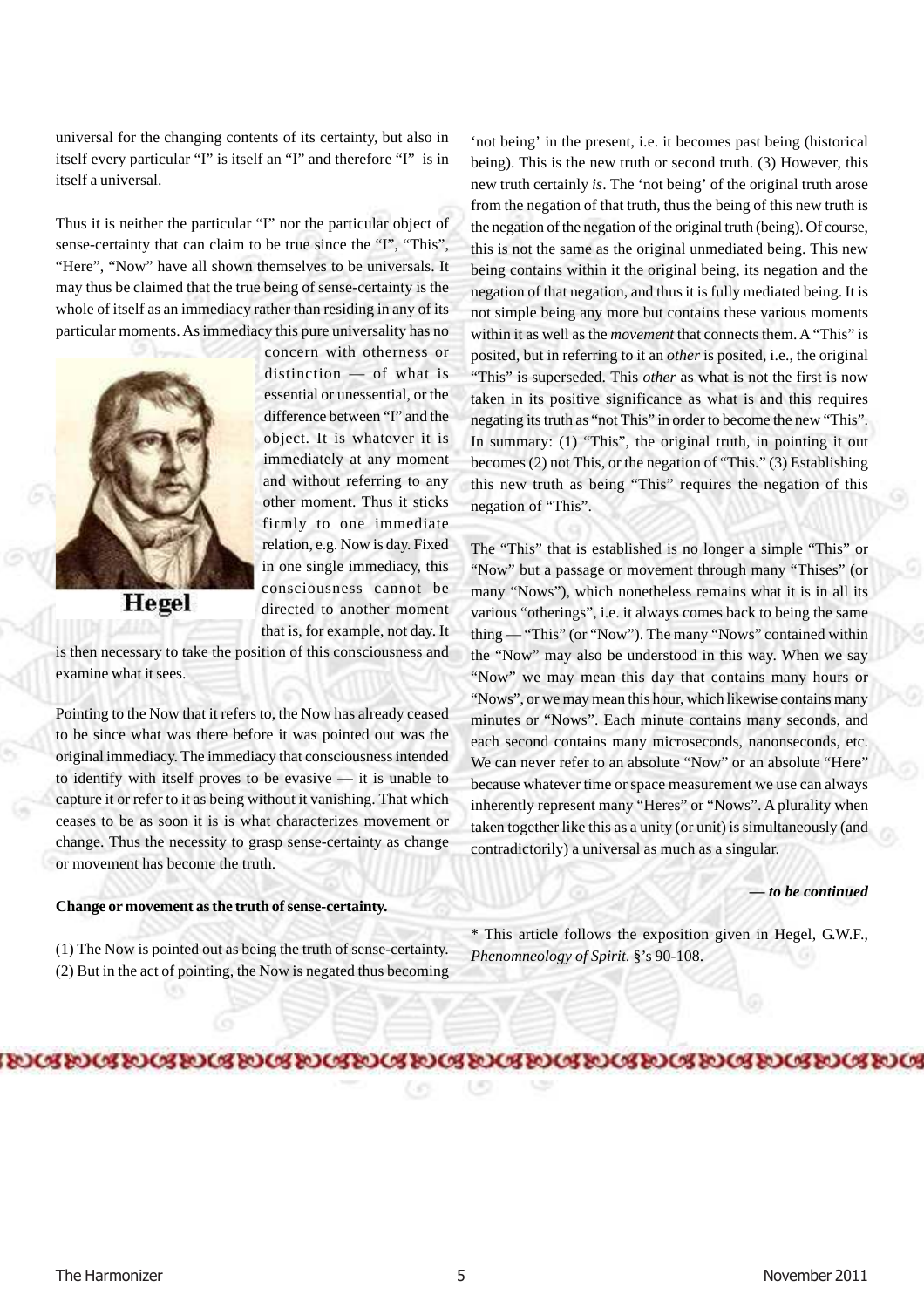universal for the changing contents of its certainty, but also in itself every particular "I" is itself an "I" and therefore "I" is in itself a universal.

Thus it is neither the particular "I" nor the particular object of sense-certainty that can claim to be true since the "I", "This", "Here", "Now" have all shown themselves to be universals. It may thus be claimed that the true being of sense-certainty is the whole of itself as an immediacy rather than residing in any of its particular moments. As immediacy this pure universality has no concern with otherness or distinction — of what is essential or unessential, or the difference between "I" and the object. It is whatever it is immediately at any moment and without referring to any other moment. Thus it sticks firmly to one immediate relation, e.g. Now is day. Fixed in one single immediacy, this consciousness cannot be directed to another moment that is, for example, not day. It is then necessary to take the position of this consciousness and examine what it sees.

Hegel

Pointing to the Now that it refers to, the Now has already ceased to be since what was there before it was pointed out was the original immediacy. The immediacy that consciousness intended to identify with itself proves to be evasive — it is unable to capture it or refer to it as being without it vanishing. That which ceases to be as soon it is is what characterizes movement or change. Thus the necessity to grasp sense-certainty as change or movement has become the truth.

**Change or movement as the truth of sense-certainty.**

(1) The Now is pointed out as being the truth of sense-certainty. (2) But in the act of pointing, the Now is negated thus becoming 'not being' in the present, i.e. it becomes past being (historical being). This is the new truth or second truth. (3) However, this new truth certainly *is*. The 'not being' of the original truth arose from the negation of that truth, thus the being of this new truth is the negation of the negation of the original truth (being). Of course, this is not the same as the original unmediated being. This new being contains within it the original being, its negation and the negation of that negation, and thus it is fully mediated being. It is not simple being any more but contains these various moments within it as well as the *movement* that connects them. A "This" is posited, but in referring to it an *other* is posited, i.e., the original "This" is superseded. This *other* as what is not the first is now taken in its positive significance as what is and this requires negating its truth as "not This" in order to become the new "This". In summary: (1) "This", the original truth, in pointing it out becomes (2) not This, or the negation of "This." (3) Establishing this new truth as being "This" requires the negation of this negation of "This".

The "This" that is established is no longer a simple "This" or "Now" but a passage or movement through many "Thises" (or many "Nows"), which nonetheless remains what it is in all its various "otherings", i.e. it always comes back to being the same thing — "This" (or "Now"). The many "Nows" contained within the "Now" may also be understood in this way. When we say "Now" we may mean this day that contains many hours or "Nows", or we may mean this hour, which likewise contains many minutes or "Nows". Each minute contains many seconds, and each second contains many microseconds, nanonseconds, etc. We can never refer to an absolute "Now" or an absolute "Here" because whatever time or space measurement we use can always inherently represent many "Heres" or "Nows". A plurality when taken together like this as a unity (or unit) is simultaneously (and contradictorily) a universal as much as a singular.

***— to be continued***

\* This article follows the exposition given in Hegel, G.W.F., *Phenomneology of Spirit.* §'s 90-108.